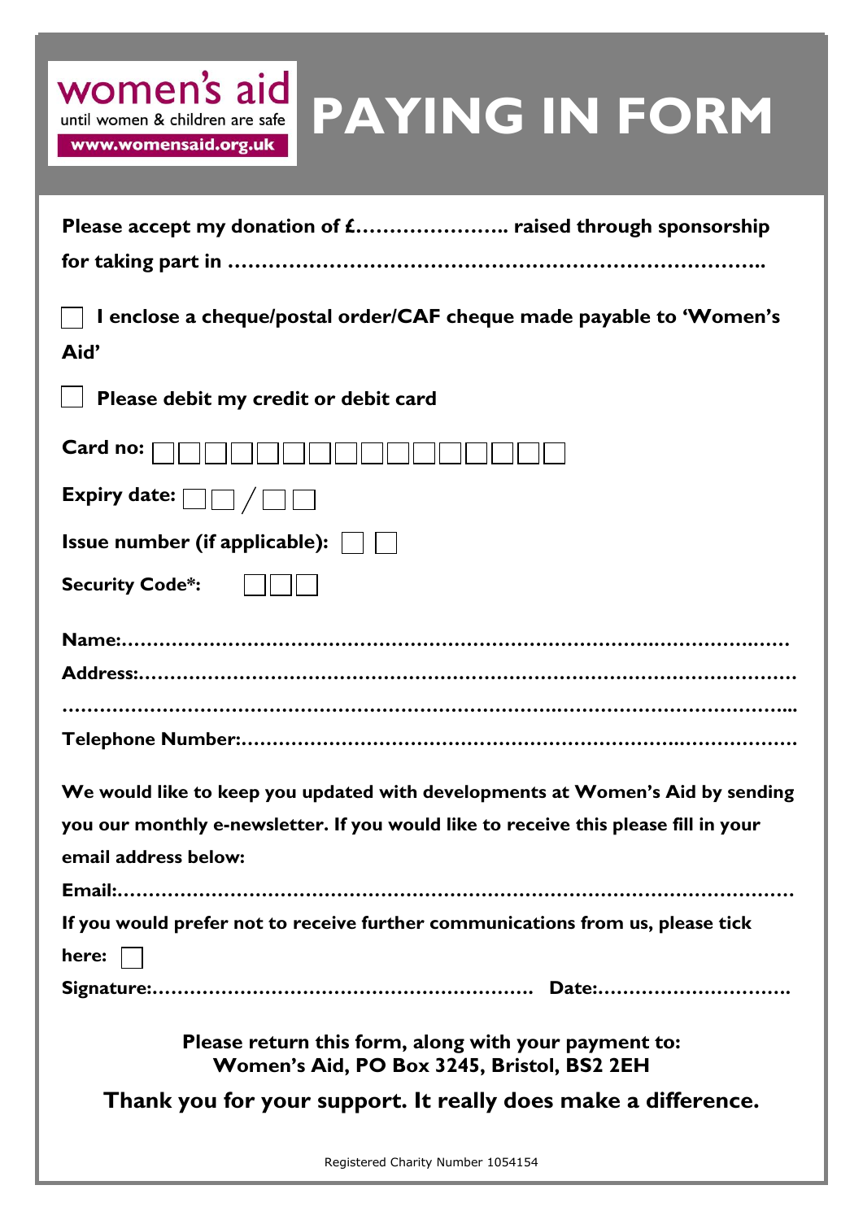women's aid
until women & children are safe
www.womensaid.org.uk

# PAYING IN FORM

**Please accept my donation of £………………….. raised through sponsorship for taking part in ……………………………………………………………………..**

☐ **I enclose a cheque/postal order/CAF cheque made payable to 'Women's Aid'**

☐ **Please debit my credit or debit card**

**Card no:** ☐☐☐☐☐☐☐☐☐☐☐☐☐☐☐☐

**Expiry date:** ☐☐ / ☐☐

**Issue number (if applicable):** ☐ ☐

**Security Code*:** ☐☐☐

**Name:………………………………………………………………………………………**

**Address:……………………………………………………………………………………**

**…………………………………………………………………………………………………...**

**Telephone Number:………………………………………………………………………**

**We would like to keep you updated with developments at Women's Aid by sending you our monthly e-newsletter. If you would like to receive this please fill in your email address below:**

**Email:…………………………………………………………………………………………**

**If you would prefer not to receive further communications from us, please tick here:** ☐

**Signature:…………………………………………………… Date:…………………………**

**Please return this form, along with your payment to:**
**Women's Aid, PO Box 3245, Bristol, BS2 2EH**

**Thank you for your support. It really does make a difference.**

Registered Charity Number 1054154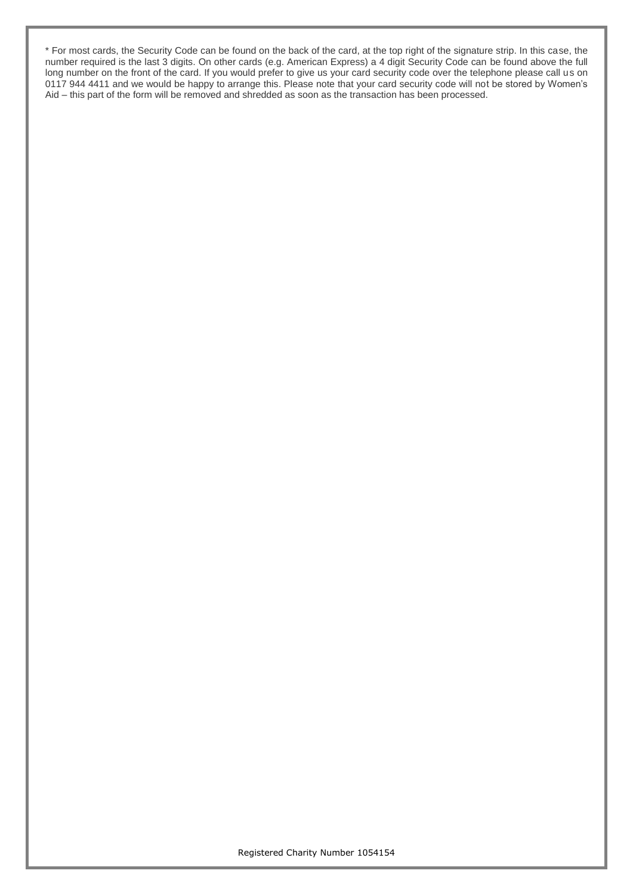* For most cards, the Security Code can be found on the back of the card, at the top right of the signature strip. In this case, the number required is the last 3 digits. On other cards (e.g. American Express) a 4 digit Security Code can be found above the full long number on the front of the card. If you would prefer to give us your card security code over the telephone please call us on 0117 944 4411 and we would be happy to arrange this. Please note that your card security code will not be stored by Women's Aid – this part of the form will be removed and shredded as soon as the transaction has been processed.

Registered Charity Number 1054154